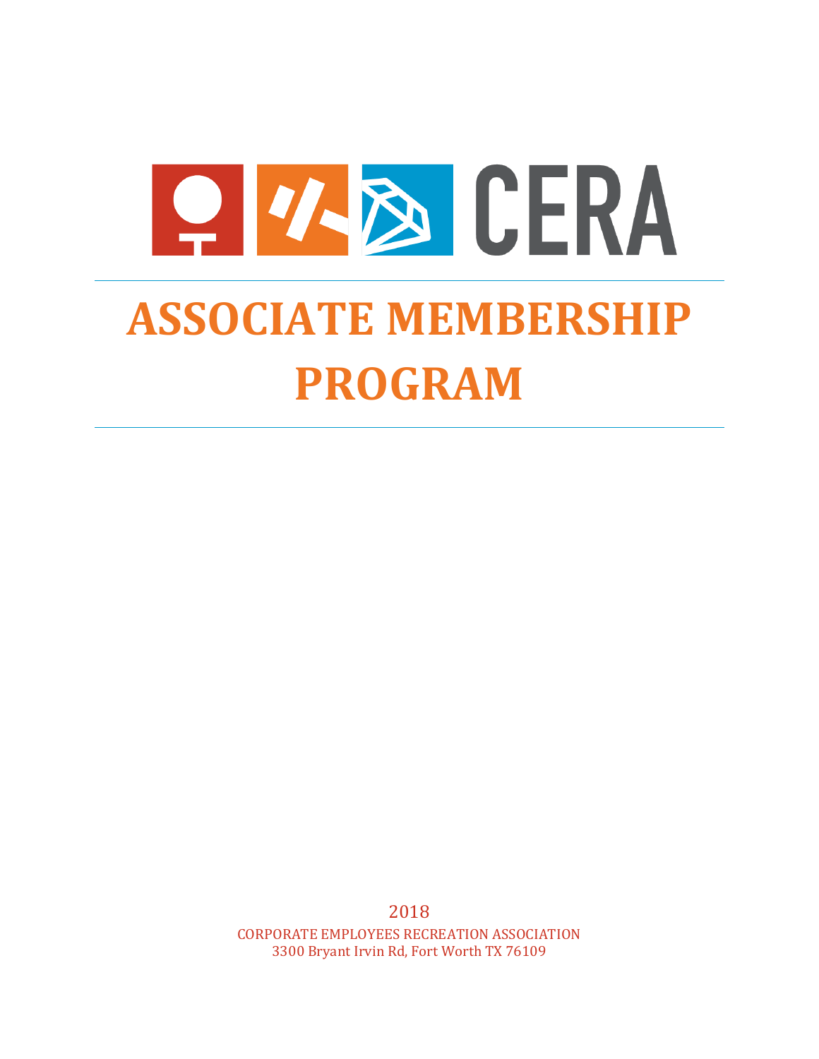# CERA

# ASSOCIATE MEMBERSHIP PROGRAM

2018

CORPORATE EMPLOYEES RECREATION ASSOCIATION

3300 Bryant Irvin Rd, Fort Worth TX 76109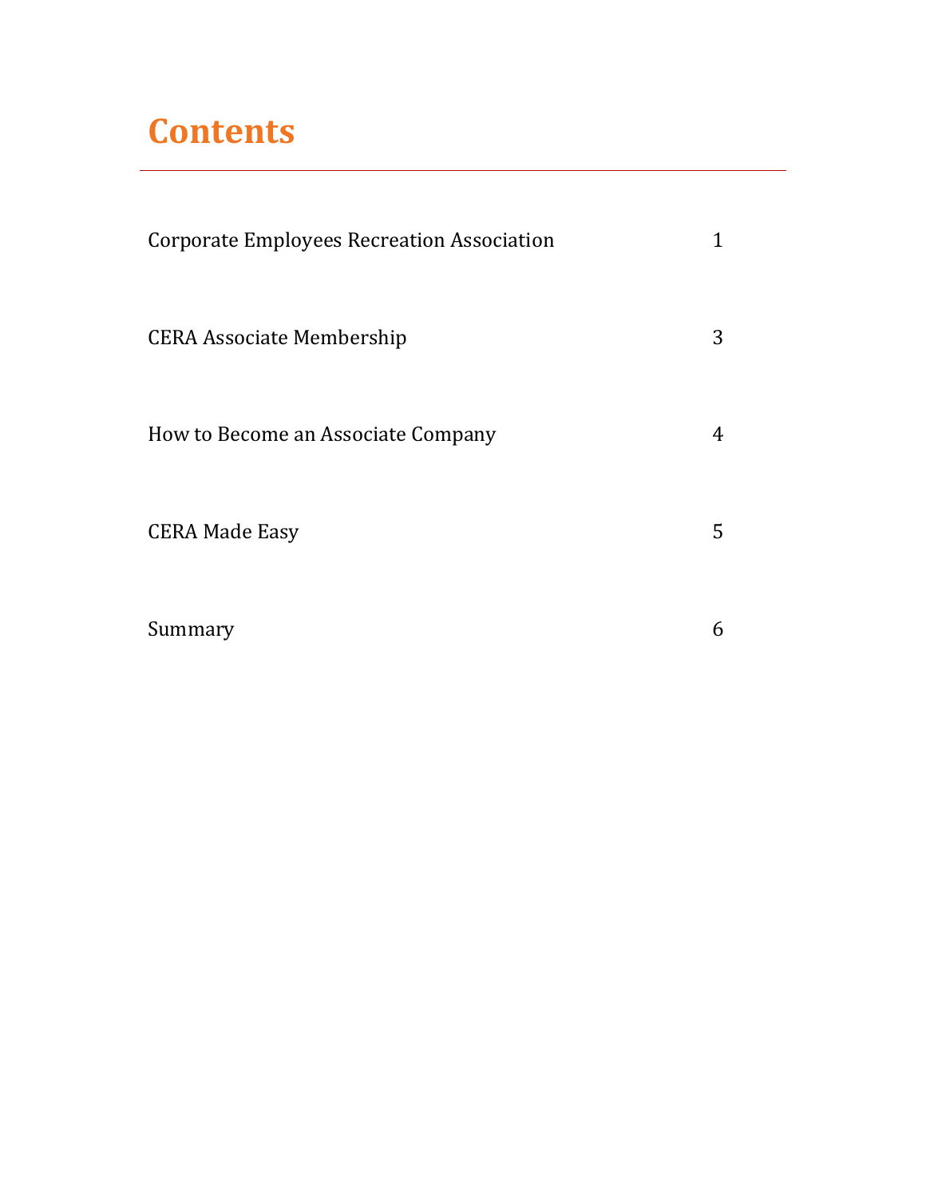# Contents

| | |
|---|---|
| Corporate Employees Recreation Association | 1 |
| CERA Associate Membership | 3 |
| How to Become an Associate Company | 4 |
| CERA Made Easy | 5 |
| Summary | 6 |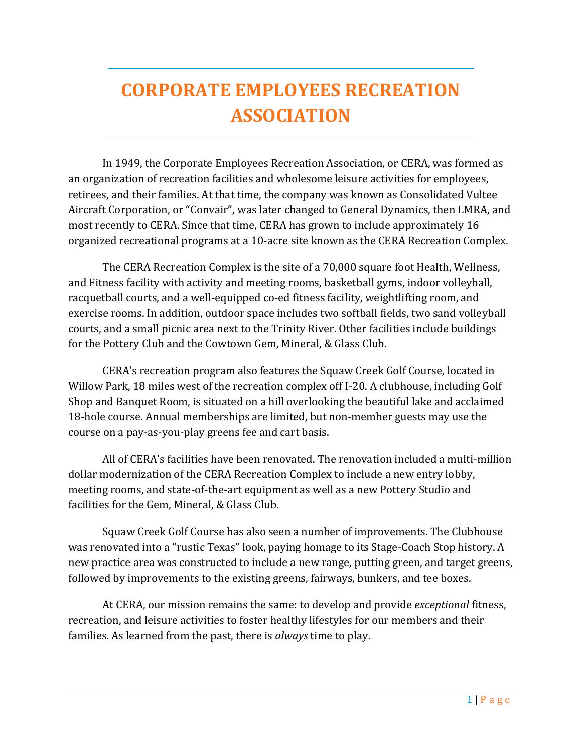# CORPORATE EMPLOYEES RECREATION ASSOCIATION

In 1949, the Corporate Employees Recreation Association, or CERA, was formed as an organization of recreation facilities and wholesome leisure activities for employees, retirees, and their families. At that time, the company was known as Consolidated Vultee Aircraft Corporation, or "Convair", was later changed to General Dynamics, then LMRA, and most recently to CERA. Since that time, CERA has grown to include approximately 16 organized recreational programs at a 10-acre site known as the CERA Recreation Complex.

The CERA Recreation Complex is the site of a 70,000 square foot Health, Wellness, and Fitness facility with activity and meeting rooms, basketball gyms, indoor volleyball, racquetball courts, and a well-equipped co-ed fitness facility, weightlifting room, and exercise rooms. In addition, outdoor space includes two softball fields, two sand volleyball courts, and a small picnic area next to the Trinity River. Other facilities include buildings for the Pottery Club and the Cowtown Gem, Mineral, & Glass Club.

CERA's recreation program also features the Squaw Creek Golf Course, located in Willow Park, 18 miles west of the recreation complex off I-20. A clubhouse, including Golf Shop and Banquet Room, is situated on a hill overlooking the beautiful lake and acclaimed 18-hole course. Annual memberships are limited, but non-member guests may use the course on a pay-as-you-play greens fee and cart basis.

All of CERA's facilities have been renovated. The renovation included a multi-million dollar modernization of the CERA Recreation Complex to include a new entry lobby, meeting rooms, and state-of-the-art equipment as well as a new Pottery Studio and facilities for the Gem, Mineral, & Glass Club.

Squaw Creek Golf Course has also seen a number of improvements. The Clubhouse was renovated into a "rustic Texas" look, paying homage to its Stage-Coach Stop history. A new practice area was constructed to include a new range, putting green, and target greens, followed by improvements to the existing greens, fairways, bunkers, and tee boxes.

At CERA, our mission remains the same: to develop and provide *exceptional* fitness, recreation, and leisure activities to foster healthy lifestyles for our members and their families. As learned from the past, there is *always* time to play.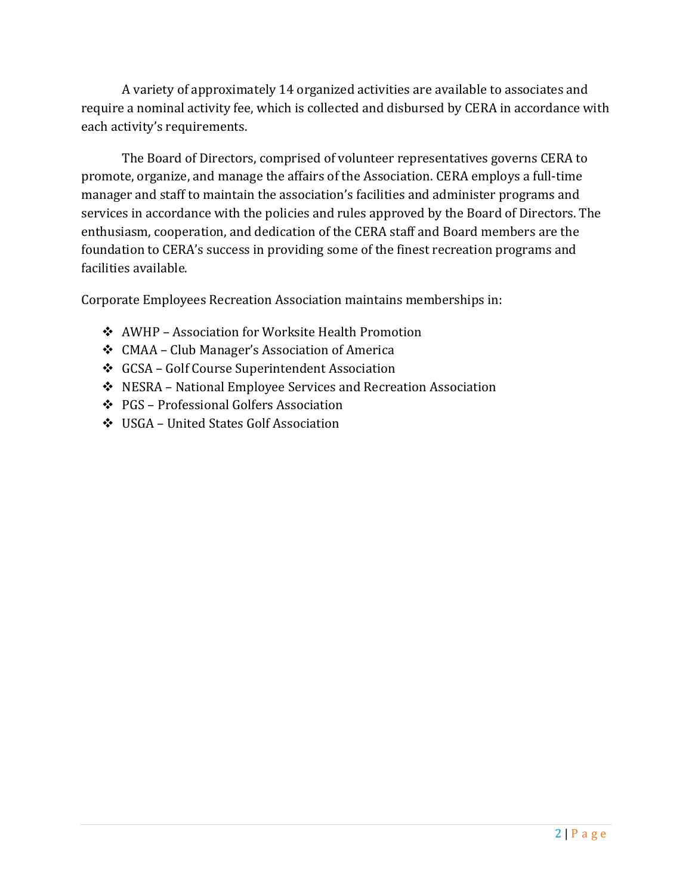A variety of approximately 14 organized activities are available to associates and require a nominal activity fee, which is collected and disbursed by CERA in accordance with each activity's requirements.

The Board of Directors, comprised of volunteer representatives governs CERA to promote, organize, and manage the affairs of the Association. CERA employs a full-time manager and staff to maintain the association's facilities and administer programs and services in accordance with the policies and rules approved by the Board of Directors. The enthusiasm, cooperation, and dedication of the CERA staff and Board members are the foundation to CERA's success in providing some of the finest recreation programs and facilities available.

Corporate Employees Recreation Association maintains memberships in:

- AWHP – Association for Worksite Health Promotion
- CMAA – Club Manager's Association of America
- GCSA – Golf Course Superintendent Association
- NESRA – National Employee Services and Recreation Association
- PGS – Professional Golfers Association
- USGA – United States Golf Association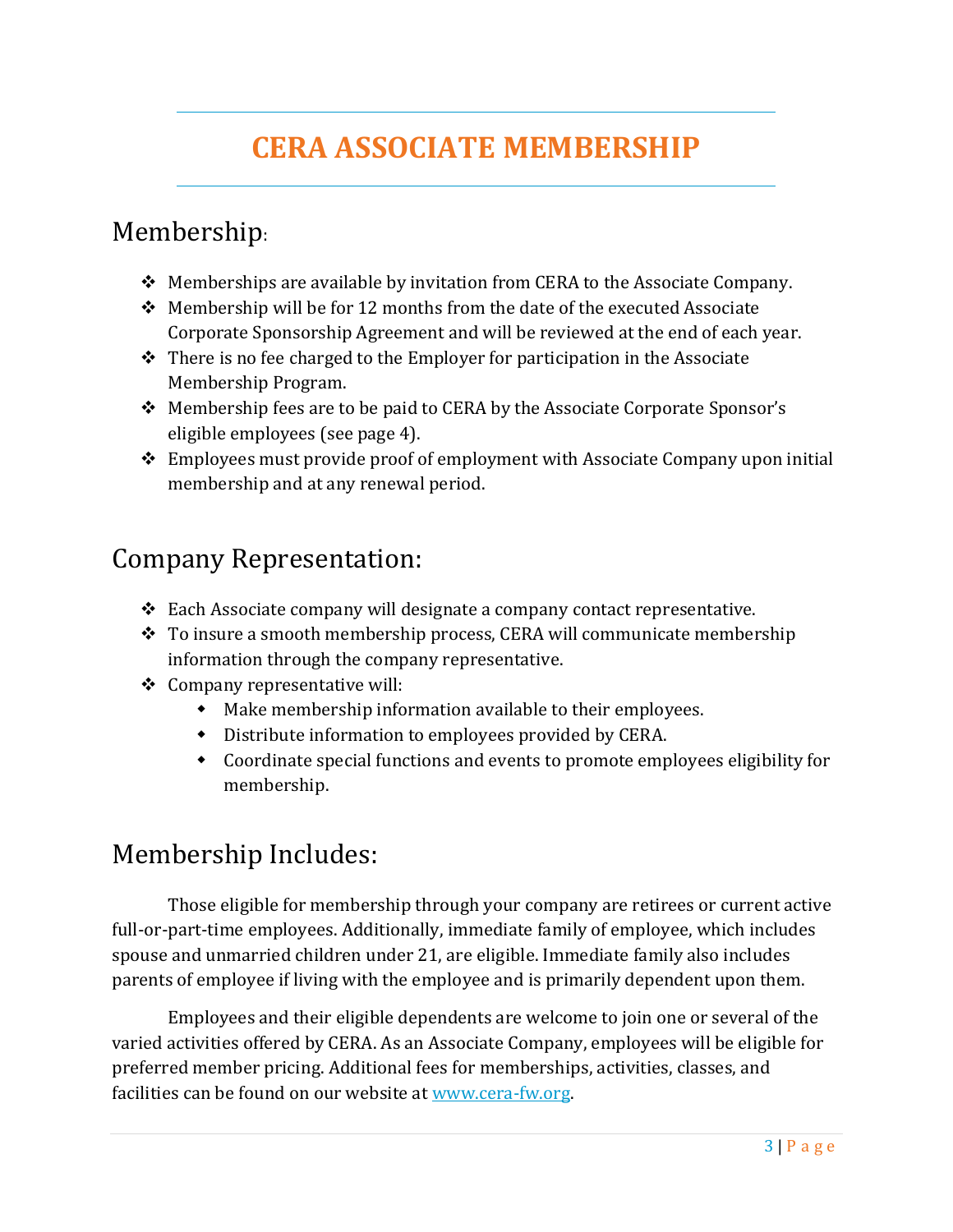# CERA ASSOCIATE MEMBERSHIP

## Membership:

- Memberships are available by invitation from CERA to the Associate Company.
- Membership will be for 12 months from the date of the executed Associate Corporate Sponsorship Agreement and will be reviewed at the end of each year.
- There is no fee charged to the Employer for participation in the Associate Membership Program.
- Membership fees are to be paid to CERA by the Associate Corporate Sponsor's eligible employees (see page 4).
- Employees must provide proof of employment with Associate Company upon initial membership and at any renewal period.

## Company Representation:

- Each Associate company will designate a company contact representative.
- To insure a smooth membership process, CERA will communicate membership information through the company representative.
- Company representative will:
  - Make membership information available to their employees.
  - Distribute information to employees provided by CERA.
  - Coordinate special functions and events to promote employees eligibility for membership.

## Membership Includes:

Those eligible for membership through your company are retirees or current active full-or-part-time employees. Additionally, immediate family of employee, which includes spouse and unmarried children under 21, are eligible. Immediate family also includes parents of employee if living with the employee and is primarily dependent upon them.

Employees and their eligible dependents are welcome to join one or several of the varied activities offered by CERA. As an Associate Company, employees will be eligible for preferred member pricing. Additional fees for memberships, activities, classes, and facilities can be found on our website at [www.cera-fw.org](http://www.cera-fw.org).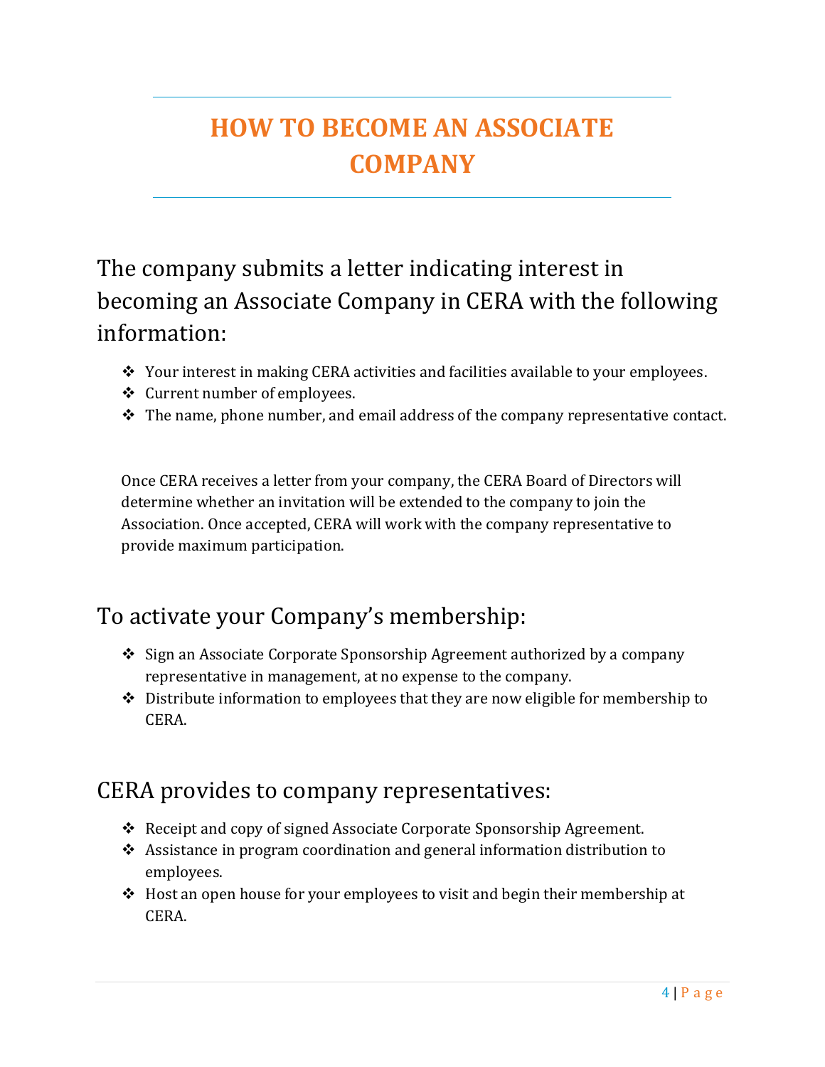# HOW TO BECOME AN ASSOCIATE COMPANY

## The company submits a letter indicating interest in becoming an Associate Company in CERA with the following information:

- Your interest in making CERA activities and facilities available to your employees.
- Current number of employees.
- The name, phone number, and email address of the company representative contact.

Once CERA receives a letter from your company, the CERA Board of Directors will determine whether an invitation will be extended to the company to join the Association. Once accepted, CERA will work with the company representative to provide maximum participation.

## To activate your Company's membership:

- Sign an Associate Corporate Sponsorship Agreement authorized by a company representative in management, at no expense to the company.
- Distribute information to employees that they are now eligible for membership to CERA.

## CERA provides to company representatives:

- Receipt and copy of signed Associate Corporate Sponsorship Agreement.
- Assistance in program coordination and general information distribution to employees.
- Host an open house for your employees to visit and begin their membership at CERA.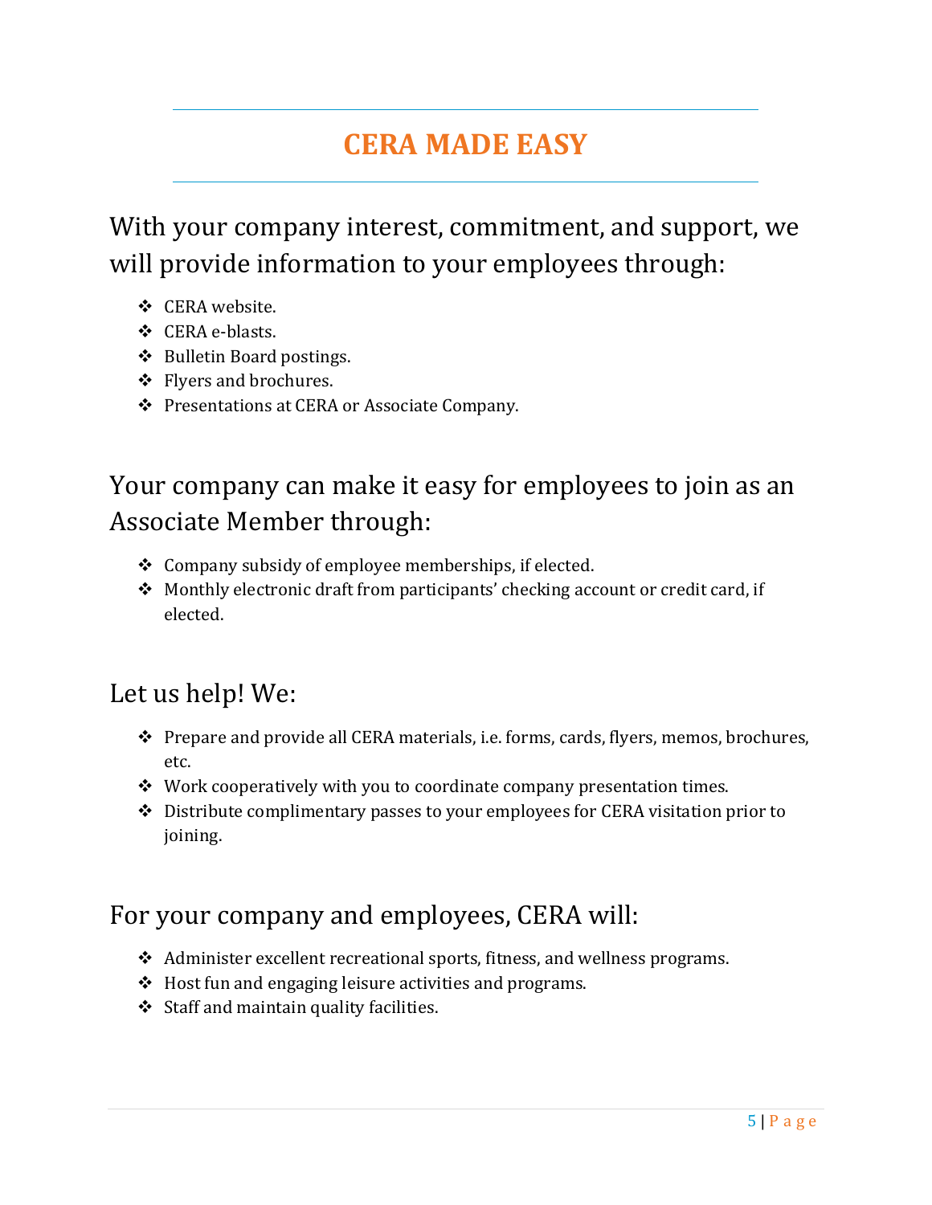# CERA MADE EASY

## With your company interest, commitment, and support, we will provide information to your employees through:

- CERA website.
- CERA e-blasts.
- Bulletin Board postings.
- Flyers and brochures.
- Presentations at CERA or Associate Company.

## Your company can make it easy for employees to join as an Associate Member through:

- Company subsidy of employee memberships, if elected.
- Monthly electronic draft from participants' checking account or credit card, if elected.

## Let us help! We:

- Prepare and provide all CERA materials, i.e. forms, cards, flyers, memos, brochures, etc.
- Work cooperatively with you to coordinate company presentation times.
- Distribute complimentary passes to your employees for CERA visitation prior to joining.

## For your company and employees, CERA will:

- Administer excellent recreational sports, fitness, and wellness programs.
- Host fun and engaging leisure activities and programs.
- Staff and maintain quality facilities.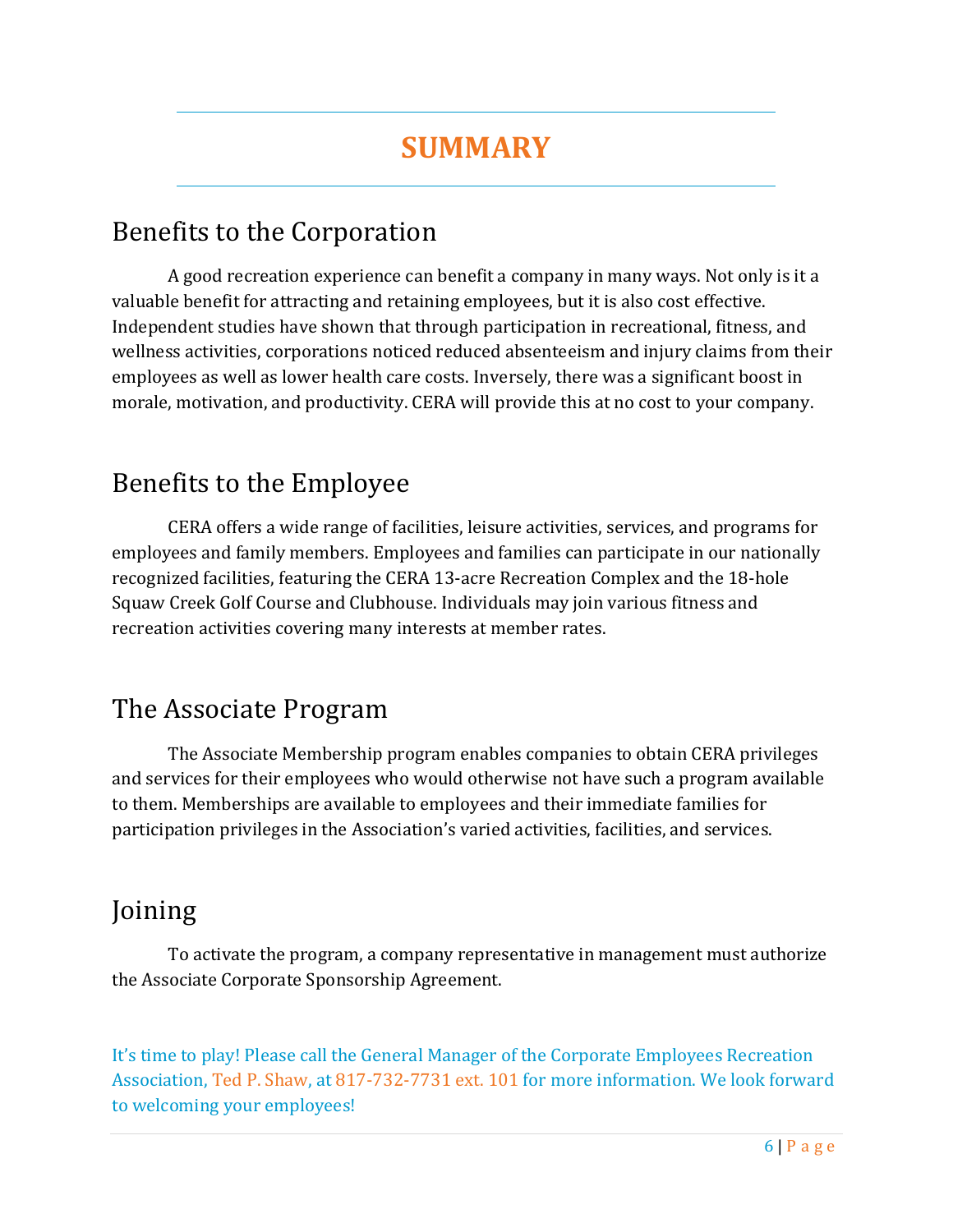# SUMMARY

## Benefits to the Corporation

A good recreation experience can benefit a company in many ways. Not only is it a valuable benefit for attracting and retaining employees, but it is also cost effective. Independent studies have shown that through participation in recreational, fitness, and wellness activities, corporations noticed reduced absenteeism and injury claims from their employees as well as lower health care costs. Inversely, there was a significant boost in morale, motivation, and productivity. CERA will provide this at no cost to your company.

## Benefits to the Employee

CERA offers a wide range of facilities, leisure activities, services, and programs for employees and family members. Employees and families can participate in our nationally recognized facilities, featuring the CERA 13-acre Recreation Complex and the 18-hole Squaw Creek Golf Course and Clubhouse. Individuals may join various fitness and recreation activities covering many interests at member rates.

## The Associate Program

The Associate Membership program enables companies to obtain CERA privileges and services for their employees who would otherwise not have such a program available to them. Memberships are available to employees and their immediate families for participation privileges in the Association's varied activities, facilities, and services.

## Joining

To activate the program, a company representative in management must authorize the Associate Corporate Sponsorship Agreement.

It's time to play! Please call the General Manager of the Corporate Employees Recreation Association, Ted P. Shaw, at 817-732-7731 ext. 101 for more information. We look forward to welcoming your employees!